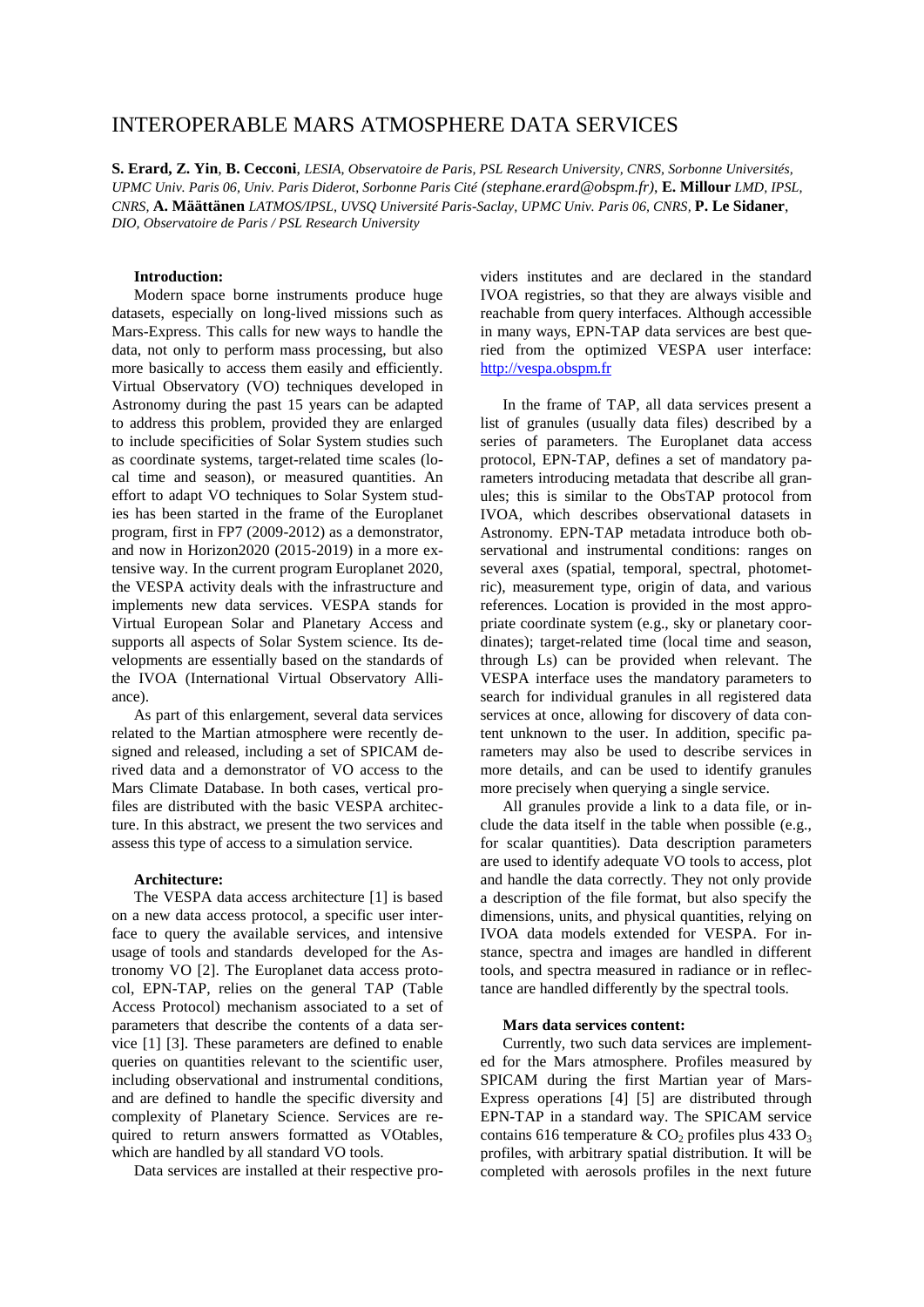# INTEROPERABLE MARS ATMOSPHERE DATA SERVICES

**S. Erard, Z. Yin**, **B. Cecconi**, *LESIA, Observatoire de Paris, PSL Research University, CNRS, Sorbonne Universités, UPMC Univ. Paris 06, Univ. Paris Diderot, Sorbonne Paris Cité (stephane.erard@obspm.fr)*, **E. Millour** *LMD, IPSL, CNRS*, **A. Määttänen** *LATMOS/IPSL, UVSQ Université Paris-Saclay, UPMC Univ. Paris 06, CNRS*, **P. Le Sidaner**, *DIO, Observatoire de Paris / PSL Research University*

**Introduction:**

Modern space borne instruments produce huge datasets, especially on long-lived missions such as Mars-Express. This calls for new ways to handle the data, not only to perform mass processing, but also more basically to access them easily and efficiently. Virtual Observatory (VO) techniques developed in Astronomy during the past 15 years can be adapted to address this problem, provided they are enlarged to include specificities of Solar System studies such as coordinate systems, target-related time scales (local time and season), or measured quantities. An effort to adapt VO techniques to Solar System studies has been started in the frame of the Europlanet program, first in FP7 (2009-2012) as a demonstrator, and now in Horizon2020 (2015-2019) in a more extensive way. In the current program Europlanet 2020, the VESPA activity deals with the infrastructure and implements new data services. VESPA stands for Virtual European Solar and Planetary Access and supports all aspects of Solar System science. Its developments are essentially based on the standards of the IVOA (International Virtual Observatory Alliance).

As part of this enlargement, several data services related to the Martian atmosphere were recently designed and released, including a set of SPICAM derived data and a demonstrator of VO access to the Mars Climate Database. In both cases, vertical profiles are distributed with the basic VESPA architecture. In this abstract, we present the two services and assess this type of access to a simulation service.

**Architecture:**

The VESPA data access architecture [1] is based on a new data access protocol, a specific user interface to query the available services, and intensive usage of tools and standards developed for the Astronomy VO [2]. The Europlanet data access protocol, EPN-TAP, relies on the general TAP (Table Access Protocol) mechanism associated to a set of parameters that describe the contents of a data service [1] [3]. These parameters are defined to enable queries on quantities relevant to the scientific user, including observational and instrumental conditions, and are defined to handle the specific diversity and complexity of Planetary Science. Services are required to return answers formatted as VOtables, which are handled by all standard VO tools.

Data services are installed at their respective providers institutes and are declared in the standard IVOA registries, so that they are always visible and reachable from query interfaces. Although accessible in many ways, EPN-TAP data services are best queried from the optimized VESPA user interface: http://vespa.obspm.fr

In the frame of TAP, all data services present a list of granules (usually data files) described by a series of parameters. The Europlanet data access protocol, EPN-TAP, defines a set of mandatory parameters introducing metadata that describe all granules; this is similar to the ObsTAP protocol from IVOA, which describes observational datasets in Astronomy. EPN-TAP metadata introduce both observational and instrumental conditions: ranges on several axes (spatial, temporal, spectral, photometric), measurement type, origin of data, and various references. Location is provided in the most appropriate coordinate system (e.g., sky or planetary coordinates); target-related time (local time and season, through Ls) can be provided when relevant. The VESPA interface uses the mandatory parameters to search for individual granules in all registered data services at once, allowing for discovery of data content unknown to the user. In addition, specific parameters may also be used to describe services in more details, and can be used to identify granules more precisely when querying a single service.

All granules provide a link to a data file, or include the data itself in the table when possible (e.g., for scalar quantities). Data description parameters are used to identify adequate VO tools to access, plot and handle the data correctly. They not only provide a description of the file format, but also specify the dimensions, units, and physical quantities, relying on IVOA data models extended for VESPA. For instance, spectra and images are handled in different tools, and spectra measured in radiance or in reflectance are handled differently by the spectral tools.

**Mars data services content:**

Currently, two such data services are implemented for the Mars atmosphere. Profiles measured by SPICAM during the first Martian year of Mars-Express operations [4] [5] are distributed through EPN-TAP in a standard way. The SPICAM service contains 616 temperature & $CO_2$ profiles plus 433 $O_3$ profiles, with arbitrary spatial distribution. It will be completed with aerosols profiles in the next future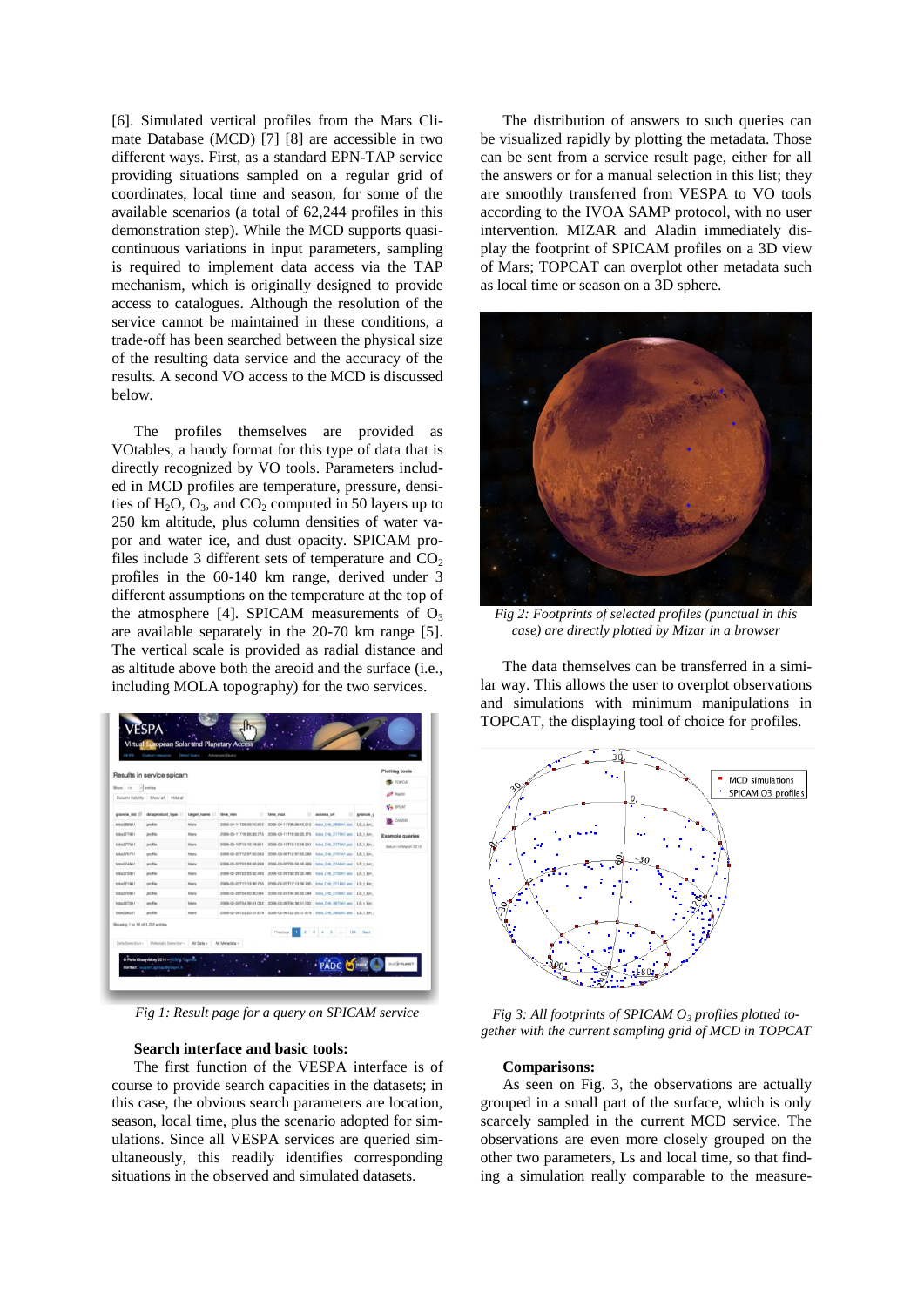[6]. Simulated vertical profiles from the Mars Climate Database (MCD) [7] [8] are accessible in two different ways. First, as a standard EPN-TAP service providing situations sampled on a regular grid of coordinates, local time and season, for some of the available scenarios (a total of 62,244 profiles in this demonstration step). While the MCD supports quasi-continuous variations in input parameters, sampling is required to implement data access via the TAP mechanism, which is originally designed to provide access to catalogues. Although the resolution of the service cannot be maintained in these conditions, a trade-off has been searched between the physical size of the resulting data service and the accuracy of the results. A second VO access to the MCD is discussed below.

The profiles themselves are provided as VOtables, a handy format for this type of data that is directly recognized by VO tools. Parameters included in MCD profiles are temperature, pressure, densities of $H_2O$, $O_3$, and $CO_2$ computed in 50 layers up to 250 km altitude, plus column densities of water vapor and water ice, and dust opacity. SPICAM profiles include 3 different sets of temperature and $CO_2$ profiles in the 60-140 km range, derived under 3 different assumptions on the temperature at the top of the atmosphere [4]. SPICAM measurements of $O_3$ are available separately in the 20-70 km range [5]. The vertical scale is provided as radial distance and as altitude above both the areoid and the surface (i.e., including MOLA topography) for the two services.

*Fig 1: Result page for a query on SPICAM service*

**Search interface and basic tools:**

The first function of the VESPA interface is of course to provide search capacities in the datasets; in this case, the obvious search parameters are location, season, local time, plus the scenario adopted for simulations. Since all VESPA services are queried simultaneously, this readily identifies corresponding situations in the observed and simulated datasets.

The distribution of answers to such queries can be visualized rapidly by plotting the metadata. Those can be sent from a service result page, either for all the answers or for a manual selection in this list; they are smoothly transferred from VESPA to VO tools according to the IVOA SAMP protocol, with no user intervention. MIZAR and Aladin immediately display the footprint of SPICAM profiles on a 3D view of Mars; TOPCAT can overplot other metadata such as local time or season on a 3D sphere.

*Fig 2: Footprints of selected profiles (punctual in this case) are directly plotted by Mizar in a browser*

The data themselves can be transferred in a similar way. This allows the user to overplot observations and simulations with minimum manipulations in TOPCAT, the displaying tool of choice for profiles.

*Fig 3: All footprints of SPICAM $O_3$ profiles plotted together with the current sampling grid of MCD in TOPCAT*

**Comparisons:**

As seen on Fig. 3, the observations are actually grouped in a small part of the surface, which is only scarcely sampled in the current MCD service. The observations are even more closely grouped on the other two parameters, Ls and local time, so that finding a simulation really comparable to the measure-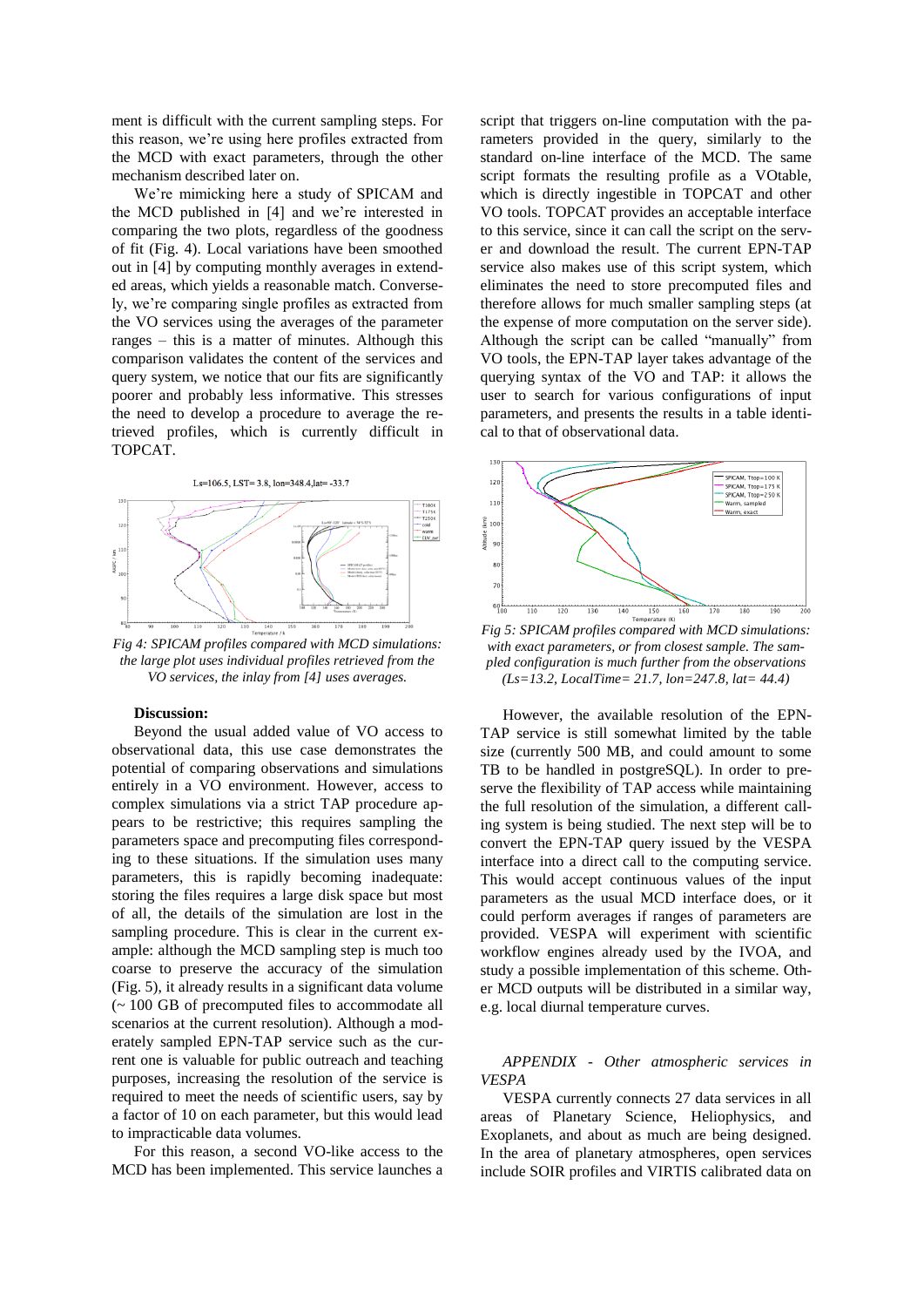ment is difficult with the current sampling steps. For this reason, we're using here profiles extracted from the MCD with exact parameters, through the other mechanism described later on.

We're mimicking here a study of SPICAM and the MCD published in [4] and we're interested in comparing the two plots, regardless of the goodness of fit (Fig. 4). Local variations have been smoothed out in [4] by computing monthly averages in extended areas, which yields a reasonable match. Conversely, we're comparing single profiles as extracted from the VO services using the averages of the parameter ranges – this is a matter of minutes. Although this comparison validates the content of the services and query system, we notice that our fits are significantly poorer and probably less informative. This stresses the need to develop a procedure to average the retrieved profiles, which is currently difficult in TOPCAT.

*Fig 4: SPICAM profiles compared with MCD simulations: the large plot uses individual profiles retrieved from the VO services, the inlay from [4] uses averages.*

**Discussion:**

Beyond the usual added value of VO access to observational data, this use case demonstrates the potential of comparing observations and simulations entirely in a VO environment. However, access to complex simulations via a strict TAP procedure appears to be restrictive; this requires sampling the parameters space and precomputing files corresponding to these situations. If the simulation uses many parameters, this is rapidly becoming inadequate: storing the files requires a large disk space but most of all, the details of the simulation are lost in the sampling procedure. This is clear in the current example: although the MCD sampling step is much too coarse to preserve the accuracy of the simulation (Fig. 5), it already results in a significant data volume (~ 100 GB of precomputed files to accommodate all scenarios at the current resolution). Although a moderately sampled EPN-TAP service such as the current one is valuable for public outreach and teaching purposes, increasing the resolution of the service is required to meet the needs of scientific users, say by a factor of 10 on each parameter, but this would lead to impracticable data volumes.

For this reason, a second VO-like access to the MCD has been implemented. This service launches a script that triggers on-line computation with the parameters provided in the query, similarly to the standard on-line interface of the MCD. The same script formats the resulting profile as a VOtable, which is directly ingestible in TOPCAT and other VO tools. TOPCAT provides an acceptable interface to this service, since it can call the script on the server and download the result. The current EPN-TAP service also makes use of this script system, which eliminates the need to store precomputed files and therefore allows for much smaller sampling steps (at the expense of more computation on the server side). Although the script can be called "manually" from VO tools, the EPN-TAP layer takes advantage of the querying syntax of the VO and TAP: it allows the user to search for various configurations of input parameters, and presents the results in a table identical to that of observational data.

*Fig 5: SPICAM profiles compared with MCD simulations: with exact parameters, or from closest sample. The sampled configuration is much further from the observations (Ls=13.2, LocalTime= 21.7, lon=247.8, lat= 44.4)*

However, the available resolution of the EPN-TAP service is still somewhat limited by the table size (currently 500 MB, and could amount to some TB to be handled in postgreSQL). In order to preserve the flexibility of TAP access while maintaining the full resolution of the simulation, a different calling system is being studied. The next step will be to convert the EPN-TAP query issued by the VESPA interface into a direct call to the computing service. This would accept continuous values of the input parameters as the usual MCD interface does, or it could perform averages if ranges of parameters are provided. VESPA will experiment with scientific workflow engines already used by the IVOA, and study a possible implementation of this scheme. Other MCD outputs will be distributed in a similar way, e.g. local diurnal temperature curves.

*APPENDIX - Other atmospheric services in VESPA*

VESPA currently connects 27 data services in all areas of Planetary Science, Heliophysics, and Exoplanets, and about as much are being designed. In the area of planetary atmospheres, open services include SOIR profiles and VIRTIS calibrated data on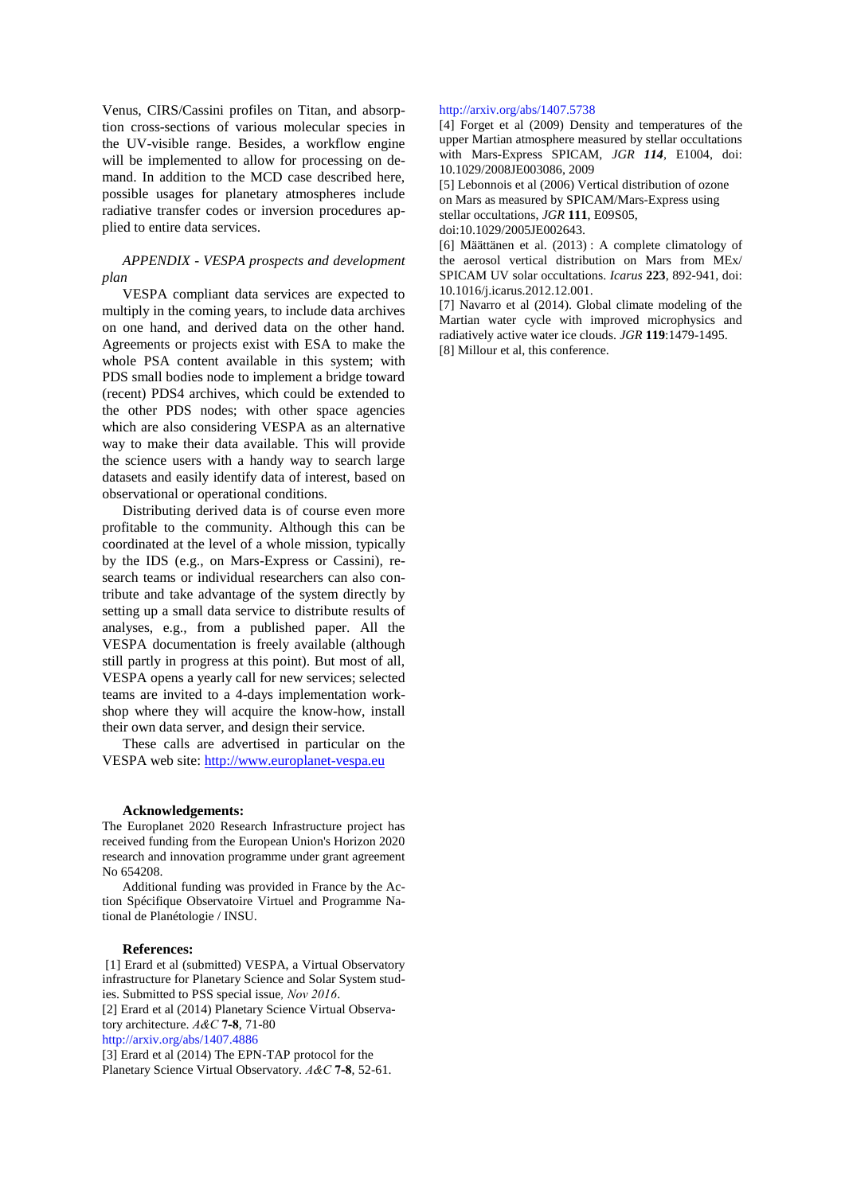Venus, CIRS/Cassini profiles on Titan, and absorption cross-sections of various molecular species in the UV-visible range. Besides, a workflow engine will be implemented to allow for processing on demand. In addition to the MCD case described here, possible usages for planetary atmospheres include radiative transfer codes or inversion procedures applied to entire data services.

*APPENDIX - VESPA prospects and development plan*

VESPA compliant data services are expected to multiply in the coming years, to include data archives on one hand, and derived data on the other hand. Agreements or projects exist with ESA to make the whole PSA content available in this system; with PDS small bodies node to implement a bridge toward (recent) PDS4 archives, which could be extended to the other PDS nodes; with other space agencies which are also considering VESPA as an alternative way to make their data available. This will provide the science users with a handy way to search large datasets and easily identify data of interest, based on observational or operational conditions.

Distributing derived data is of course even more profitable to the community. Although this can be coordinated at the level of a whole mission, typically by the IDS (e.g., on Mars-Express or Cassini), research teams or individual researchers can also contribute and take advantage of the system directly by setting up a small data service to distribute results of analyses, e.g., from a published paper. All the VESPA documentation is freely available (although still partly in progress at this point). But most of all, VESPA opens a yearly call for new services; selected teams are invited to a 4-days implementation workshop where they will acquire the know-how, install their own data server, and design their service.

These calls are advertised in particular on the VESPA web site: http://www.europlanet-vespa.eu

**Acknowledgements:**

The Europlanet 2020 Research Infrastructure project has received funding from the European Union's Horizon 2020 research and innovation programme under grant agreement No 654208.

Additional funding was provided in France by the Action Spécifique Observatoire Virtuel and Programme National de Planétologie / INSU.

**References:**

[1] Erard et al (submitted) VESPA, a Virtual Observatory infrastructure for Planetary Science and Solar System studies. Submitted to PSS special issue*, Nov 2016*.

[2] Erard et al (2014) Planetary Science Virtual Observatory architecture. *A&C* **7-8**, 71-80 http://arxiv.org/abs/1407.4886

[3] Erard et al (2014) The EPN-TAP protocol for the Planetary Science Virtual Observatory. *A&C* **7-8**, 52-61. http://arxiv.org/abs/1407.5738

[4] Forget et al (2009) Density and temperatures of the upper Martian atmosphere measured by stellar occultations with Mars-Express SPICAM, *JGR **114**,* E1004, doi: 10.1029/2008JE003086, 2009

[5] Lebonnois et al (2006) Vertical distribution of ozone on Mars as measured by SPICAM/Mars-Express using stellar occultations, *JGR* **111**, E09S05, doi:10.1029/2005JE002643.

[6] Määttänen et al. (2013) : A complete climatology of the aerosol vertical distribution on Mars from MEx/ SPICAM UV solar occultations. *Icarus* **223**, 892-941, doi: 10.1016/j.icarus.2012.12.001.

[7] Navarro et al (2014). Global climate modeling of the Martian water cycle with improved microphysics and radiatively active water ice clouds. *JGR* **119**:1479-1495.

[8] Millour et al, this conference.